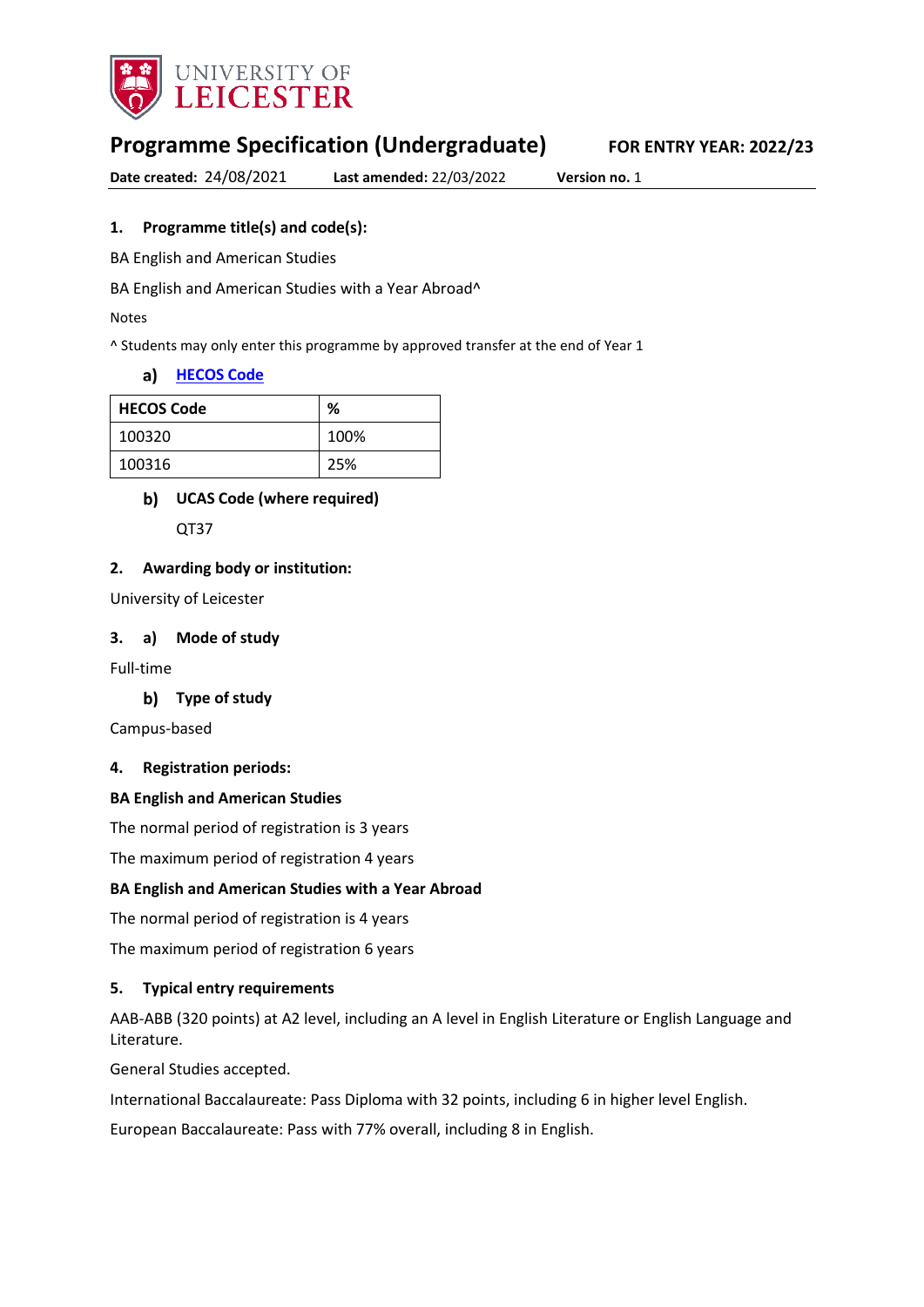UNIVERSITY OF LEICESTER

# Programme Specification (Undergraduate)

**FOR ENTRY YEAR: 2022/23**

**Date created:** 24/08/2021 **Last amended:** 22/03/2022 **Version no.** 1

### 1. Programme title(s) and code(s):

BA English and American Studies

BA English and American Studies with a Year Abroad^

Notes

^ Students may only enter this programme by approved transfer at the end of Year 1

#### a) HECOS Code

| HECOS Code | % |
|---|---|
| 100320 | 100% |
| 100316 | 25% |

#### b) UCAS Code (where required)

QT37

### 2. Awarding body or institution:

University of Leicester

### 3. a) Mode of study

Full-time

#### b) Type of study

Campus-based

### 4. Registration periods:

**BA English and American Studies**

The normal period of registration is 3 years

The maximum period of registration 4 years

**BA English and American Studies with a Year Abroad**

The normal period of registration is 4 years

The maximum period of registration 6 years

### 5. Typical entry requirements

AAB-ABB (320 points) at A2 level, including an A level in English Literature or English Language and Literature.

General Studies accepted.

International Baccalaureate: Pass Diploma with 32 points, including 6 in higher level English.

European Baccalaureate: Pass with 77% overall, including 8 in English.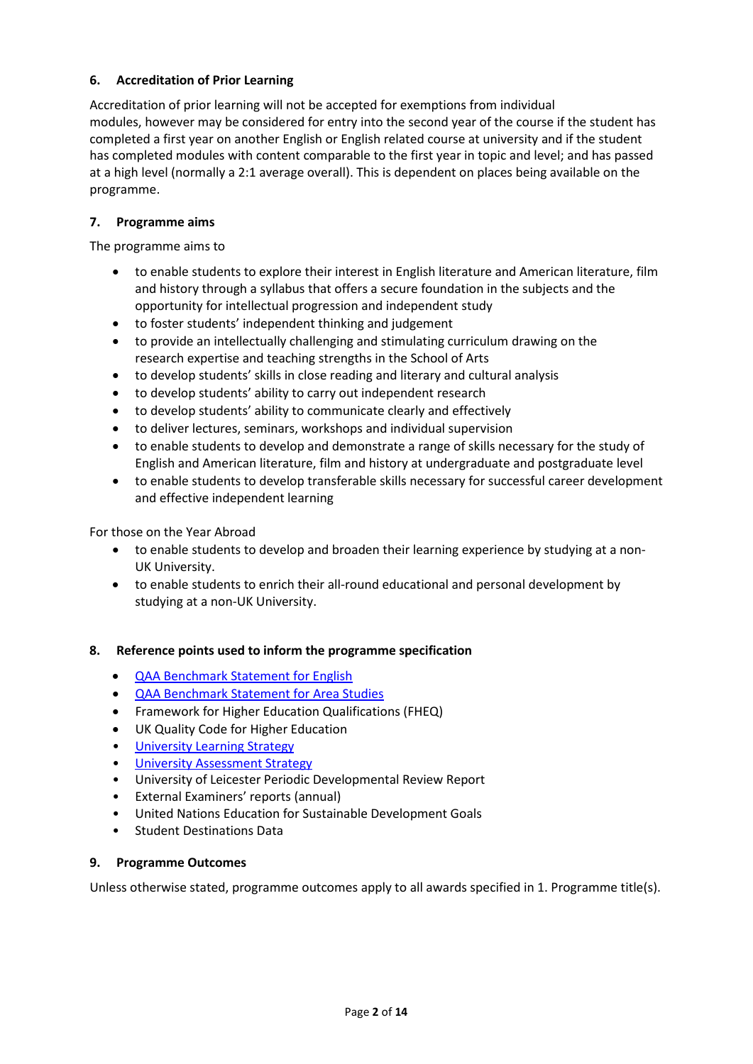### 6. Accreditation of Prior Learning

Accreditation of prior learning will not be accepted for exemptions from individual modules, however may be considered for entry into the second year of the course if the student has completed a first year on another English or English related course at university and if the student has completed modules with content comparable to the first year in topic and level; and has passed at a high level (normally a 2:1 average overall). This is dependent on places being available on the programme.

### 7. Programme aims

The programme aims to

- to enable students to explore their interest in English literature and American literature, film and history through a syllabus that offers a secure foundation in the subjects and the opportunity for intellectual progression and independent study
- to foster students' independent thinking and judgement
- to provide an intellectually challenging and stimulating curriculum drawing on the research expertise and teaching strengths in the School of Arts
- to develop students' skills in close reading and literary and cultural analysis
- to develop students' ability to carry out independent research
- to develop students' ability to communicate clearly and effectively
- to deliver lectures, seminars, workshops and individual supervision
- to enable students to develop and demonstrate a range of skills necessary for the study of English and American literature, film and history at undergraduate and postgraduate level
- to enable students to develop transferable skills necessary for successful career development and effective independent learning

For those on the Year Abroad

- to enable students to develop and broaden their learning experience by studying at a non-UK University.
- to enable students to enrich their all-round educational and personal development by studying at a non-UK University.

### 8. Reference points used to inform the programme specification

- QAA Benchmark Statement for English
- QAA Benchmark Statement for Area Studies
- Framework for Higher Education Qualifications (FHEQ)
- UK Quality Code for Higher Education
- University Learning Strategy
- University Assessment Strategy
- University of Leicester Periodic Developmental Review Report
- External Examiners' reports (annual)
- United Nations Education for Sustainable Development Goals
- Student Destinations Data

### 9. Programme Outcomes

Unless otherwise stated, programme outcomes apply to all awards specified in 1. Programme title(s).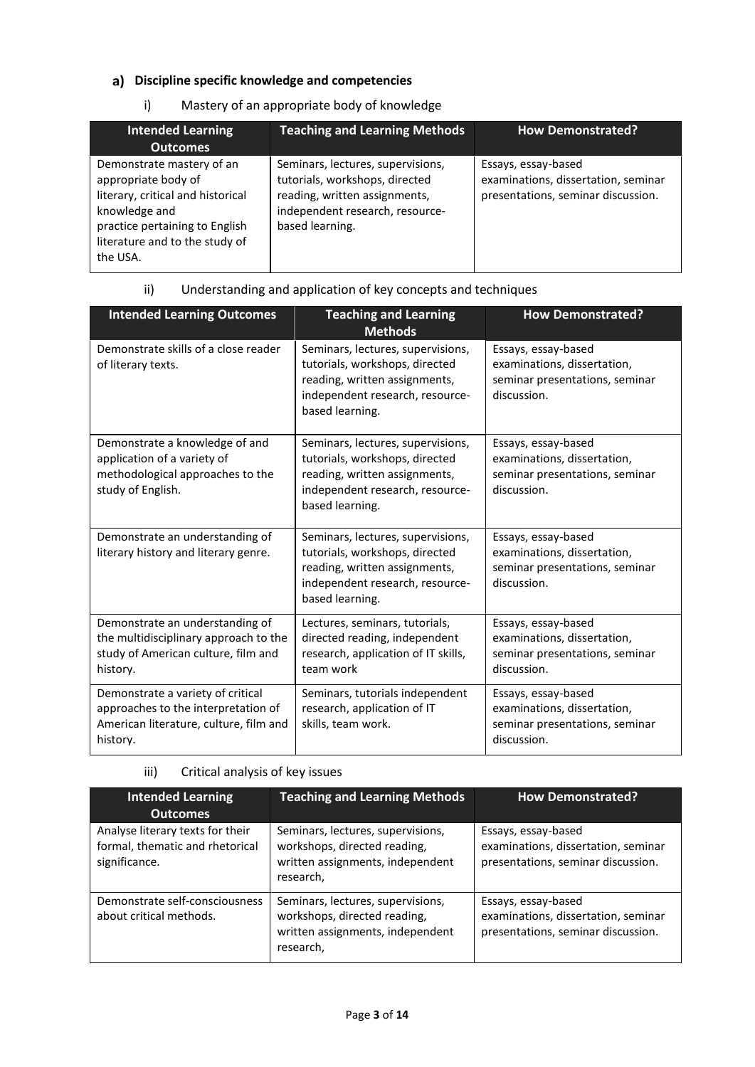### a) Discipline specific knowledge and competencies

i) Mastery of an appropriate body of knowledge

| Intended Learning Outcomes | Teaching and Learning Methods | How Demonstrated? |
|---|---|---|
| Demonstrate mastery of an appropriate body of literary, critical and historical knowledge and practice pertaining to English literature and to the study of the USA. | Seminars, lectures, supervisions, tutorials, workshops, directed reading, written assignments, independent research, resource-based learning. | Essays, essay-based examinations, dissertation, seminar presentations, seminar discussion. |

ii) Understanding and application of key concepts and techniques

| Intended Learning Outcomes | Teaching and Learning Methods | How Demonstrated? |
|---|---|---|
| Demonstrate skills of a close reader of literary texts. | Seminars, lectures, supervisions, tutorials, workshops, directed reading, written assignments, independent research, resource-based learning. | Essays, essay-based examinations, dissertation, seminar presentations, seminar discussion. |
| Demonstrate a knowledge of and application of a variety of methodological approaches to the study of English. | Seminars, lectures, supervisions, tutorials, workshops, directed reading, written assignments, independent research, resource-based learning. | Essays, essay-based examinations, dissertation, seminar presentations, seminar discussion. |
| Demonstrate an understanding of literary history and literary genre. | Seminars, lectures, supervisions, tutorials, workshops, directed reading, written assignments, independent research, resource-based learning. | Essays, essay-based examinations, dissertation, seminar presentations, seminar discussion. |
| Demonstrate an understanding of the multidisciplinary approach to the study of American culture, film and history. | Lectures, seminars, tutorials, directed reading, independent research, application of IT skills, team work | Essays, essay-based examinations, dissertation, seminar presentations, seminar discussion. |
| Demonstrate a variety of critical approaches to the interpretation of American literature, culture, film and history. | Seminars, tutorials independent research, application of IT skills, team work. | Essays, essay-based examinations, dissertation, seminar presentations, seminar discussion. |

iii) Critical analysis of key issues

| Intended Learning Outcomes | Teaching and Learning Methods | How Demonstrated? |
|---|---|---|
| Analyse literary texts for their formal, thematic and rhetorical significance. | Seminars, lectures, supervisions, workshops, directed reading, written assignments, independent research, | Essays, essay-based examinations, dissertation, seminar presentations, seminar discussion. |
| Demonstrate self-consciousness about critical methods. | Seminars, lectures, supervisions, workshops, directed reading, written assignments, independent research, | Essays, essay-based examinations, dissertation, seminar presentations, seminar discussion. |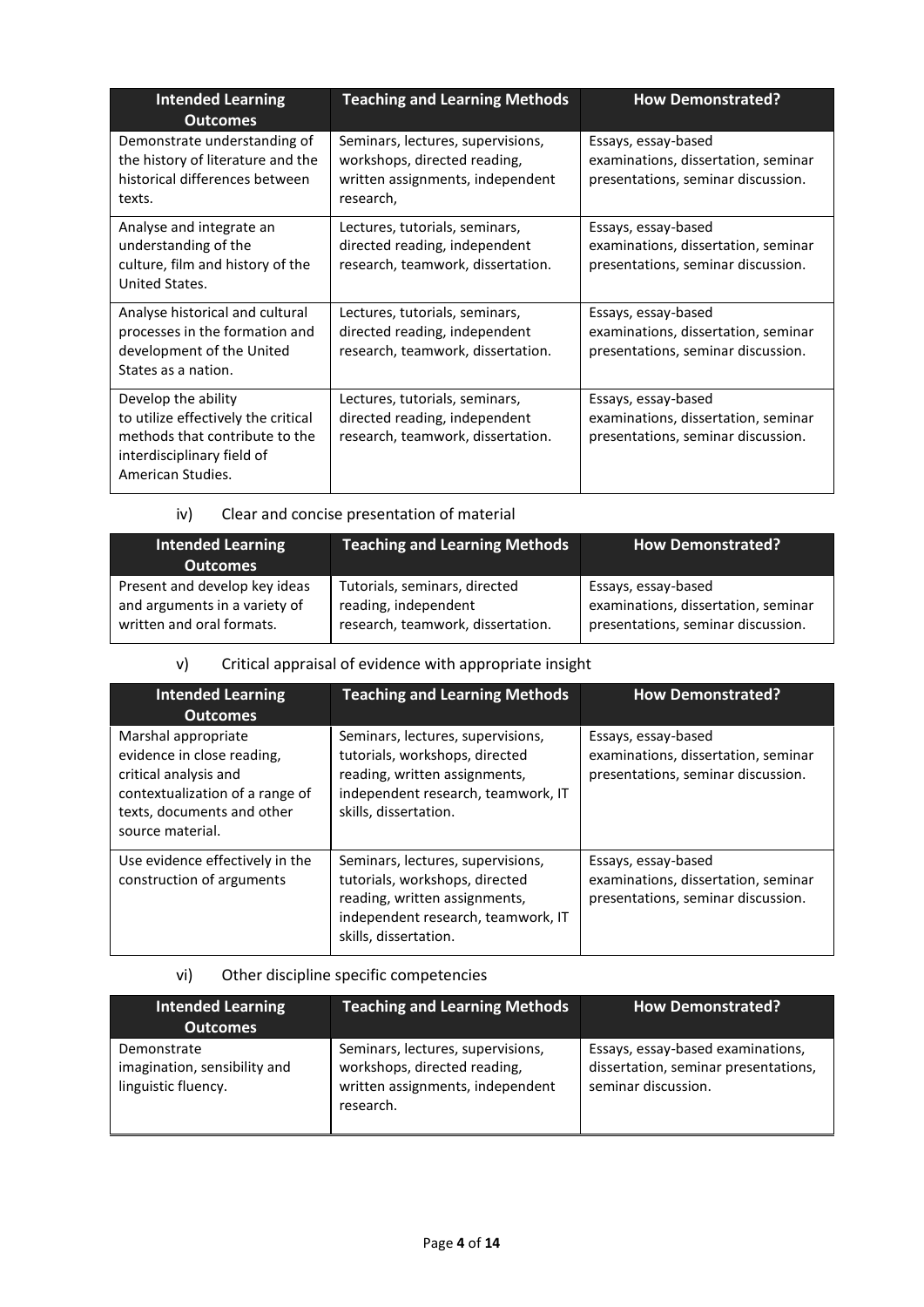| Intended Learning Outcomes | Teaching and Learning Methods | How Demonstrated? |
|---|---|---|
| Demonstrate understanding of the history of literature and the historical differences between texts. | Seminars, lectures, supervisions, workshops, directed reading, written assignments, independent research, | Essays, essay-based examinations, dissertation, seminar presentations, seminar discussion. |
| Analyse and integrate an understanding of the culture, film and history of the United States. | Lectures, tutorials, seminars, directed reading, independent research, teamwork, dissertation. | Essays, essay-based examinations, dissertation, seminar presentations, seminar discussion. |
| Analyse historical and cultural processes in the formation and development of the United States as a nation. | Lectures, tutorials, seminars, directed reading, independent research, teamwork, dissertation. | Essays, essay-based examinations, dissertation, seminar presentations, seminar discussion. |
| Develop the ability to utilize effectively the critical methods that contribute to the interdisciplinary field of American Studies. | Lectures, tutorials, seminars, directed reading, independent research, teamwork, dissertation. | Essays, essay-based examinations, dissertation, seminar presentations, seminar discussion. |

iv) Clear and concise presentation of material

| Intended Learning Outcomes | Teaching and Learning Methods | How Demonstrated? |
|---|---|---|
| Present and develop key ideas and arguments in a variety of written and oral formats. | Tutorials, seminars, directed reading, independent research, teamwork, dissertation. | Essays, essay-based examinations, dissertation, seminar presentations, seminar discussion. |

v) Critical appraisal of evidence with appropriate insight

| Intended Learning Outcomes | Teaching and Learning Methods | How Demonstrated? |
|---|---|---|
| Marshal appropriate evidence in close reading, critical analysis and contextualization of a range of texts, documents and other source material. | Seminars, lectures, supervisions, tutorials, workshops, directed reading, written assignments, independent research, teamwork, IT skills, dissertation. | Essays, essay-based examinations, dissertation, seminar presentations, seminar discussion. |
| Use evidence effectively in the construction of arguments | Seminars, lectures, supervisions, tutorials, workshops, directed reading, written assignments, independent research, teamwork, IT skills, dissertation. | Essays, essay-based examinations, dissertation, seminar presentations, seminar discussion. |

vi) Other discipline specific competencies

| Intended Learning Outcomes | Teaching and Learning Methods | How Demonstrated? |
|---|---|---|
| Demonstrate imagination, sensibility and linguistic fluency. | Seminars, lectures, supervisions, workshops, directed reading, written assignments, independent research. | Essays, essay-based examinations, dissertation, seminar presentations, seminar discussion. |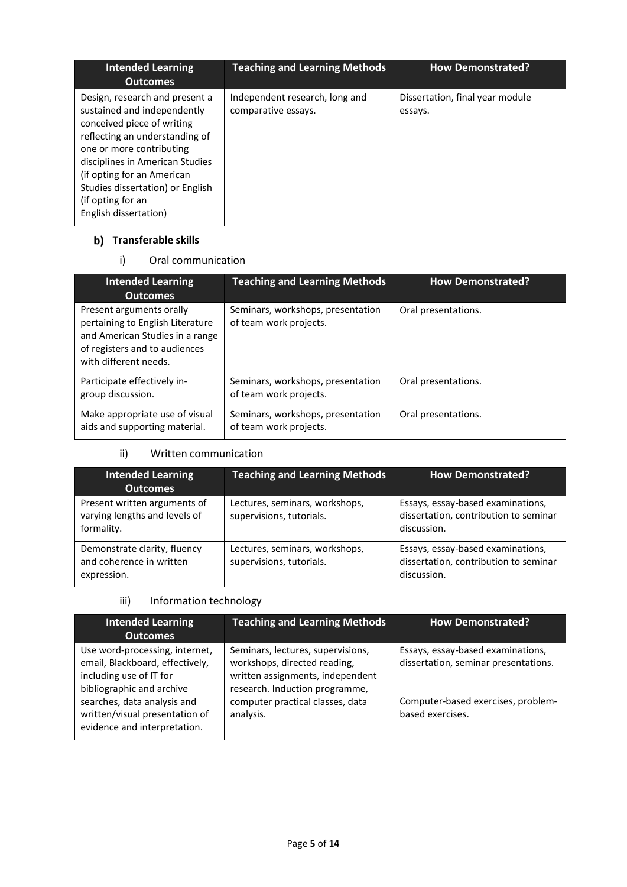| Intended Learning Outcomes | Teaching and Learning Methods | How Demonstrated? |
|---|---|---|
| Design, research and present a sustained and independently conceived piece of writing reflecting an understanding of one or more contributing disciplines in American Studies (if opting for an American Studies dissertation) or English (if opting for an English dissertation) | Independent research, long and comparative essays. | Dissertation, final year module essays. |

### b) Transferable skills

#### i) Oral communication

| Intended Learning Outcomes | Teaching and Learning Methods | How Demonstrated? |
|---|---|---|
| Present arguments orally pertaining to English Literature and American Studies in a range of registers and to audiences with different needs. | Seminars, workshops, presentation of team work projects. | Oral presentations. |
| Participate effectively in-group discussion. | Seminars, workshops, presentation of team work projects. | Oral presentations. |
| Make appropriate use of visual aids and supporting material. | Seminars, workshops, presentation of team work projects. | Oral presentations. |

#### ii) Written communication

| Intended Learning Outcomes | Teaching and Learning Methods | How Demonstrated? |
|---|---|---|
| Present written arguments of varying lengths and levels of formality. | Lectures, seminars, workshops, supervisions, tutorials. | Essays, essay-based examinations, dissertation, contribution to seminar discussion. |
| Demonstrate clarity, fluency and coherence in written expression. | Lectures, seminars, workshops, supervisions, tutorials. | Essays, essay-based examinations, dissertation, contribution to seminar discussion. |

#### iii) Information technology

| Intended Learning Outcomes | Teaching and Learning Methods | How Demonstrated? |
|---|---|---|
| Use word-processing, internet, email, Blackboard, effectively, including use of IT for bibliographic and archive searches, data analysis and written/visual presentation of evidence and interpretation. | Seminars, lectures, supervisions, workshops, directed reading, written assignments, independent research. Induction programme, computer practical classes, data analysis. | Essays, essay-based examinations, dissertation, seminar presentations. Computer-based exercises, problem-based exercises. |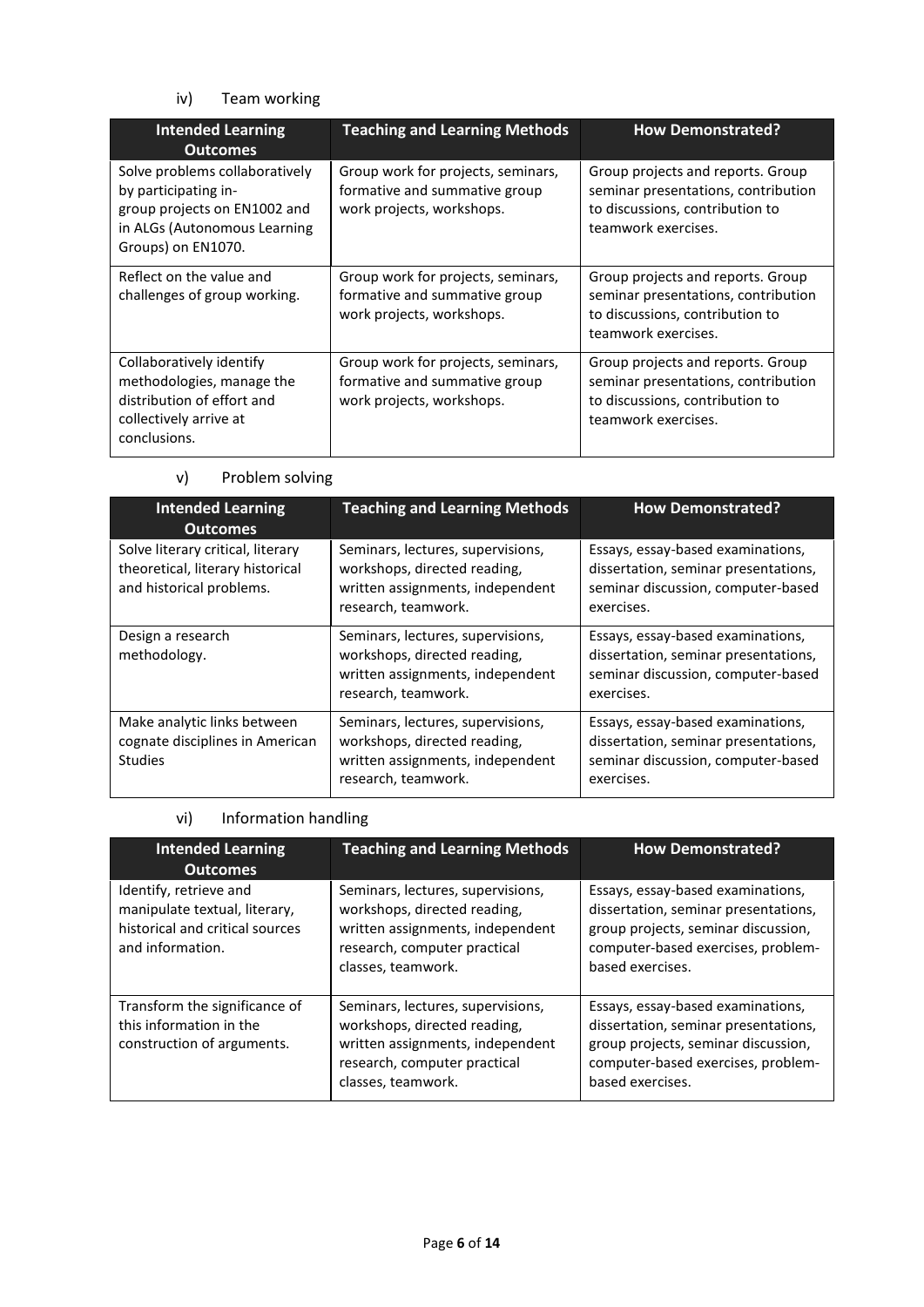iv) Team working

| Intended Learning Outcomes | Teaching and Learning Methods | How Demonstrated? |
|---|---|---|
| Solve problems collaboratively by participating in-group projects on EN1002 and in ALGs (Autonomous Learning Groups) on EN1070. | Group work for projects, seminars, formative and summative group work projects, workshops. | Group projects and reports. Group seminar presentations, contribution to discussions, contribution to teamwork exercises. |
| Reflect on the value and challenges of group working. | Group work for projects, seminars, formative and summative group work projects, workshops. | Group projects and reports. Group seminar presentations, contribution to discussions, contribution to teamwork exercises. |
| Collaboratively identify methodologies, manage the distribution of effort and collectively arrive at conclusions. | Group work for projects, seminars, formative and summative group work projects, workshops. | Group projects and reports. Group seminar presentations, contribution to discussions, contribution to teamwork exercises. |

v) Problem solving

| Intended Learning Outcomes | Teaching and Learning Methods | How Demonstrated? |
|---|---|---|
| Solve literary critical, literary theoretical, literary historical and historical problems. | Seminars, lectures, supervisions, workshops, directed reading, written assignments, independent research, teamwork. | Essays, essay-based examinations, dissertation, seminar presentations, seminar discussion, computer-based exercises. |
| Design a research methodology. | Seminars, lectures, supervisions, workshops, directed reading, written assignments, independent research, teamwork. | Essays, essay-based examinations, dissertation, seminar presentations, seminar discussion, computer-based exercises. |
| Make analytic links between cognate disciplines in American Studies | Seminars, lectures, supervisions, workshops, directed reading, written assignments, independent research, teamwork. | Essays, essay-based examinations, dissertation, seminar presentations, seminar discussion, computer-based exercises. |

vi) Information handling

| Intended Learning Outcomes | Teaching and Learning Methods | How Demonstrated? |
|---|---|---|
| Identify, retrieve and manipulate textual, literary, historical and critical sources and information. | Seminars, lectures, supervisions, workshops, directed reading, written assignments, independent research, computer practical classes, teamwork. | Essays, essay-based examinations, dissertation, seminar presentations, group projects, seminar discussion, computer-based exercises, problem-based exercises. |
| Transform the significance of this information in the construction of arguments. | Seminars, lectures, supervisions, workshops, directed reading, written assignments, independent research, computer practical classes, teamwork. | Essays, essay-based examinations, dissertation, seminar presentations, group projects, seminar discussion, computer-based exercises, problem-based exercises. |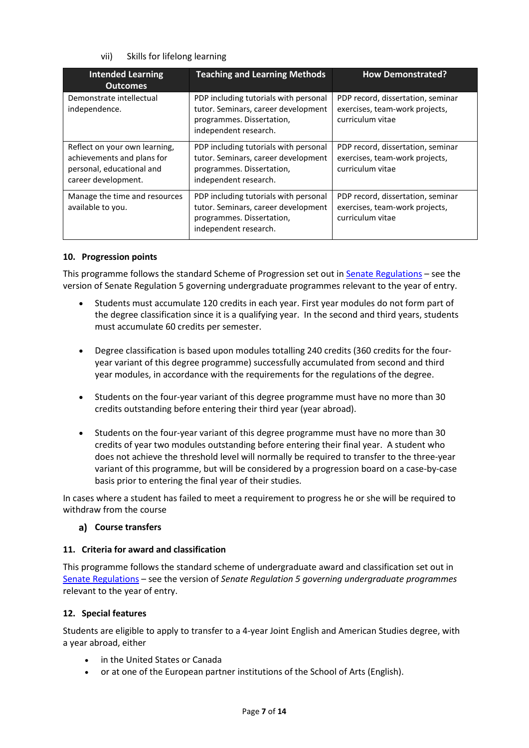vii) Skills for lifelong learning

| Intended Learning Outcomes | Teaching and Learning Methods | How Demonstrated? |
|---|---|---|
| Demonstrate intellectual independence. | PDP including tutorials with personal tutor. Seminars, career development programmes. Dissertation, independent research. | PDP record, dissertation, seminar exercises, team-work projects, curriculum vitae |
| Reflect on your own learning, achievements and plans for personal, educational and career development. | PDP including tutorials with personal tutor. Seminars, career development programmes. Dissertation, independent research. | PDP record, dissertation, seminar exercises, team-work projects, curriculum vitae |
| Manage the time and resources available to you. | PDP including tutorials with personal tutor. Seminars, career development programmes. Dissertation, independent research. | PDP record, dissertation, seminar exercises, team-work projects, curriculum vitae |

### 10. Progression points

This programme follows the standard Scheme of Progression set out in Senate Regulations – see the version of Senate Regulation 5 governing undergraduate programmes relevant to the year of entry.

- Students must accumulate 120 credits in each year. First year modules do not form part of the degree classification since it is a qualifying year. In the second and third years, students must accumulate 60 credits per semester.
- Degree classification is based upon modules totalling 240 credits (360 credits for the four-year variant of this degree programme) successfully accumulated from second and third year modules, in accordance with the requirements for the regulations of the degree.
- Students on the four-year variant of this degree programme must have no more than 30 credits outstanding before entering their third year (year abroad).
- Students on the four-year variant of this degree programme must have no more than 30 credits of year two modules outstanding before entering their final year. A student who does not achieve the threshold level will normally be required to transfer to the three-year variant of this programme, but will be considered by a progression board on a case-by-case basis prior to entering the final year of their studies.

In cases where a student has failed to meet a requirement to progress he or she will be required to withdraw from the course

#### a) Course transfers

### 11. Criteria for award and classification

This programme follows the standard scheme of undergraduate award and classification set out in Senate Regulations – see the version of *Senate Regulation 5 governing undergraduate programmes* relevant to the year of entry.

### 12. Special features

Students are eligible to apply to transfer to a 4-year Joint English and American Studies degree, with a year abroad, either

- in the United States or Canada
- or at one of the European partner institutions of the School of Arts (English).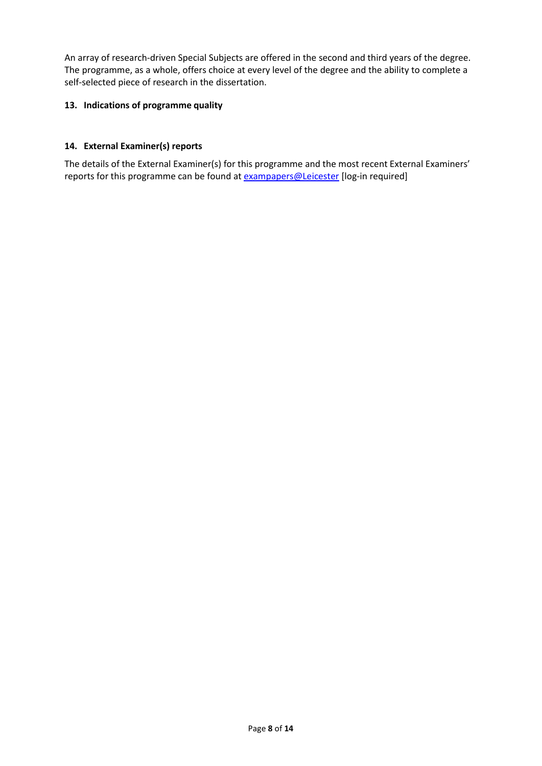An array of research-driven Special Subjects are offered in the second and third years of the degree. The programme, as a whole, offers choice at every level of the degree and the ability to complete a self-selected piece of research in the dissertation.

### 13. Indications of programme quality

### 14. External Examiner(s) reports

The details of the External Examiner(s) for this programme and the most recent External Examiners' reports for this programme can be found at exampapers@Leicester [log-in required]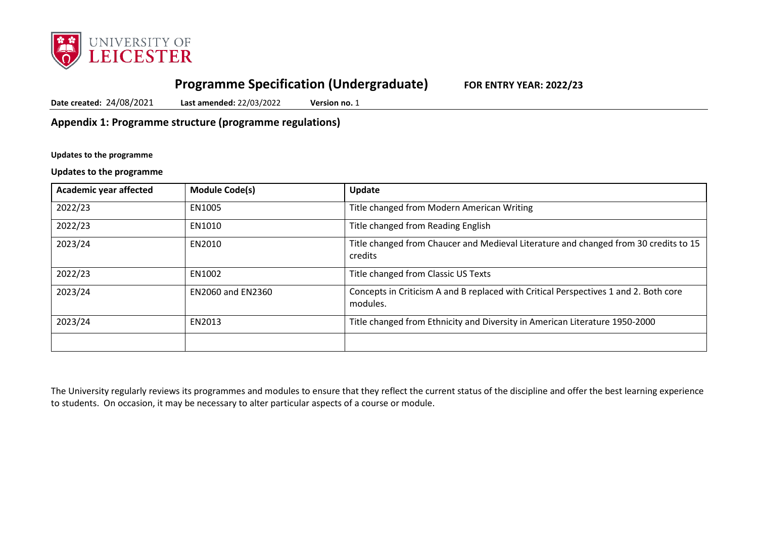# Programme Specification (Undergraduate) FOR ENTRY YEAR: 2022/23

**Date created:** 24/08/2021 **Last amended:** 22/03/2022 **Version no.** 1

## Appendix 1: Programme structure (programme regulations)

**Updates to the programme**

**Updates to the programme**

| Academic year affected | Module Code(s) | Update |
|---|---|---|
| 2022/23 | EN1005 | Title changed from Modern American Writing |
| 2022/23 | EN1010 | Title changed from Reading English |
| 2023/24 | EN2010 | Title changed from Chaucer and Medieval Literature and changed from 30 credits to 15 credits |
| 2022/23 | EN1002 | Title changed from Classic US Texts |
| 2023/24 | EN2060 and EN2360 | Concepts in Criticism A and B replaced with Critical Perspectives 1 and 2. Both core modules. |
| 2023/24 | EN2013 | Title changed from Ethnicity and Diversity in American Literature 1950-2000 |
| | | |

The University regularly reviews its programmes and modules to ensure that they reflect the current status of the discipline and offer the best learning experience to students. On occasion, it may be necessary to alter particular aspects of a course or module.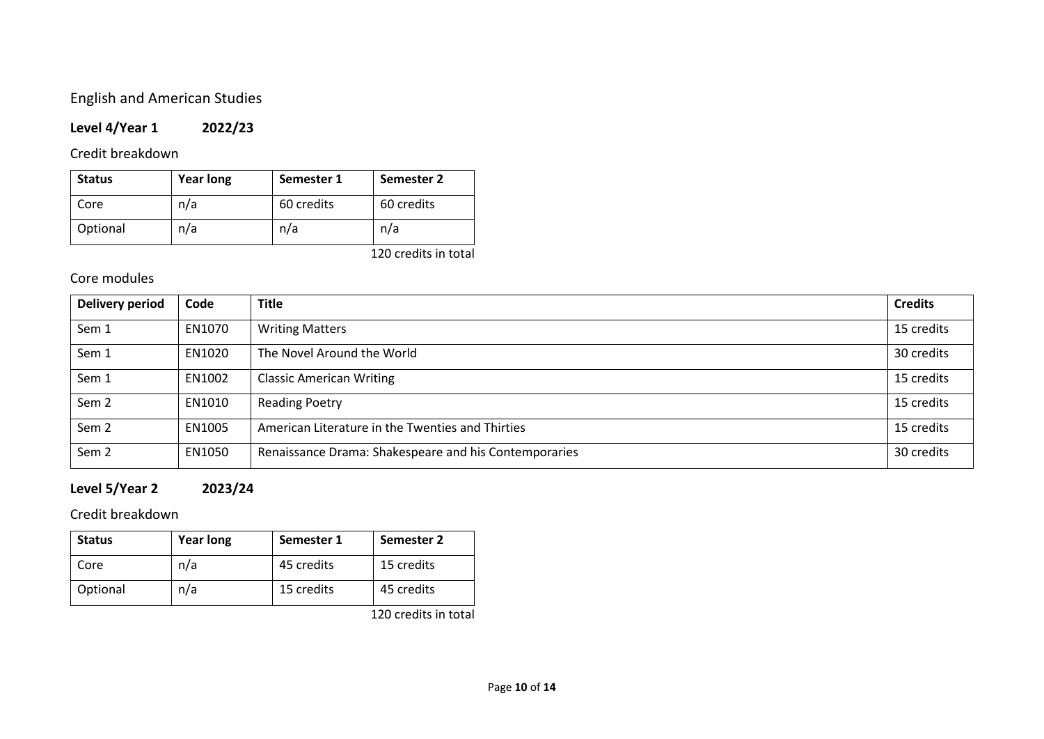## English and American Studies

### Level 4/Year 1 2022/23

Credit breakdown

| Status | Year long | Semester 1 | Semester 2 |
|---|---|---|---|
| Core | n/a | 60 credits | 60 credits |
| Optional | n/a | n/a | n/a |

120 credits in total

Core modules

| Delivery period | Code | Title | Credits |
|---|---|---|---|
| Sem 1 | EN1070 | Writing Matters | 15 credits |
| Sem 1 | EN1020 | The Novel Around the World | 30 credits |
| Sem 1 | EN1002 | Classic American Writing | 15 credits |
| Sem 2 | EN1010 | Reading Poetry | 15 credits |
| Sem 2 | EN1005 | American Literature in the Twenties and Thirties | 15 credits |
| Sem 2 | EN1050 | Renaissance Drama: Shakespeare and his Contemporaries | 30 credits |

### Level 5/Year 2 2023/24

Credit breakdown

| Status | Year long | Semester 1 | Semester 2 |
|---|---|---|---|
| Core | n/a | 45 credits | 15 credits |
| Optional | n/a | 15 credits | 45 credits |

120 credits in total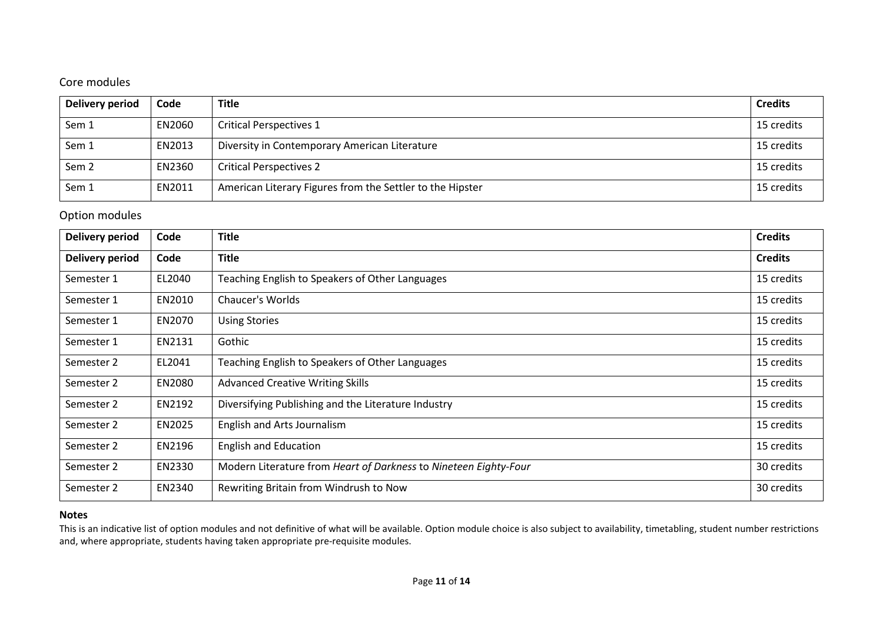## Core modules

| Delivery period | Code | Title | Credits |
| --- | --- | --- | --- |
| Sem 1 | EN2060 | Critical Perspectives 1 | 15 credits |
| Sem 1 | EN2013 | Diversity in Contemporary American Literature | 15 credits |
| Sem 2 | EN2360 | Critical Perspectives 2 | 15 credits |
| Sem 1 | EN2011 | American Literary Figures from the Settler to the Hipster | 15 credits |

## Option modules

| Delivery period | Code | Title | Credits |
| --- | --- | --- | --- |
| **Delivery period** | **Code** | **Title** | **Credits** |
| Semester 1 | EL2040 | Teaching English to Speakers of Other Languages | 15 credits |
| Semester 1 | EN2010 | Chaucer's Worlds | 15 credits |
| Semester 1 | EN2070 | Using Stories | 15 credits |
| Semester 1 | EN2131 | Gothic | 15 credits |
| Semester 2 | EL2041 | Teaching English to Speakers of Other Languages | 15 credits |
| Semester 2 | EN2080 | Advanced Creative Writing Skills | 15 credits |
| Semester 2 | EN2192 | Diversifying Publishing and the Literature Industry | 15 credits |
| Semester 2 | EN2025 | English and Arts Journalism | 15 credits |
| Semester 2 | EN2196 | English and Education | 15 credits |
| Semester 2 | EN2330 | Modern Literature from *Heart of Darkness* to *Nineteen Eighty-Four* | 30 credits |
| Semester 2 | EN2340 | Rewriting Britain from Windrush to Now | 30 credits |

**Notes**

This is an indicative list of option modules and not definitive of what will be available. Option module choice is also subject to availability, timetabling, student number restrictions and, where appropriate, students having taken appropriate pre-requisite modules.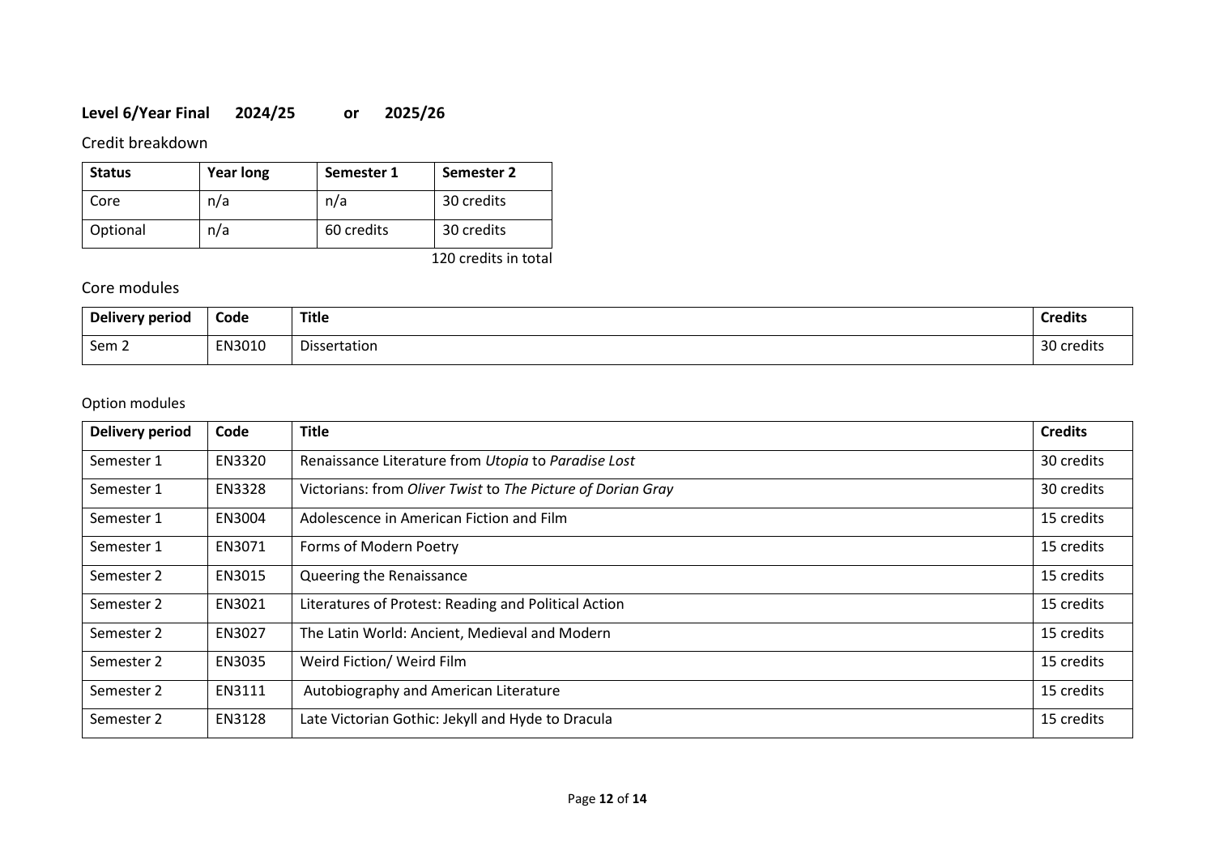**Level 6/Year Final 2024/25 or 2025/26**

Credit breakdown

| Status | Year long | Semester 1 | Semester 2 |
|---|---|---|---|
| Core | n/a | n/a | 30 credits |
| Optional | n/a | 60 credits | 30 credits |

120 credits in total

Core modules

| Delivery period | Code | Title | Credits |
|---|---|---|---|
| Sem 2 | EN3010 | Dissertation | 30 credits |

Option modules

| Delivery period | Code | Title | Credits |
|---|---|---|---|
| Semester 1 | EN3320 | Renaissance Literature from *Utopia* to *Paradise Lost* | 30 credits |
| Semester 1 | EN3328 | Victorians: from *Oliver Twist* to *The Picture of Dorian Gray* | 30 credits |
| Semester 1 | EN3004 | Adolescence in American Fiction and Film | 15 credits |
| Semester 1 | EN3071 | Forms of Modern Poetry | 15 credits |
| Semester 2 | EN3015 | Queering the Renaissance | 15 credits |
| Semester 2 | EN3021 | Literatures of Protest: Reading and Political Action | 15 credits |
| Semester 2 | EN3027 | The Latin World: Ancient, Medieval and Modern | 15 credits |
| Semester 2 | EN3035 | Weird Fiction/ Weird Film | 15 credits |
| Semester 2 | EN3111 | Autobiography and American Literature | 15 credits |
| Semester 2 | EN3128 | Late Victorian Gothic: Jekyll and Hyde to Dracula | 15 credits |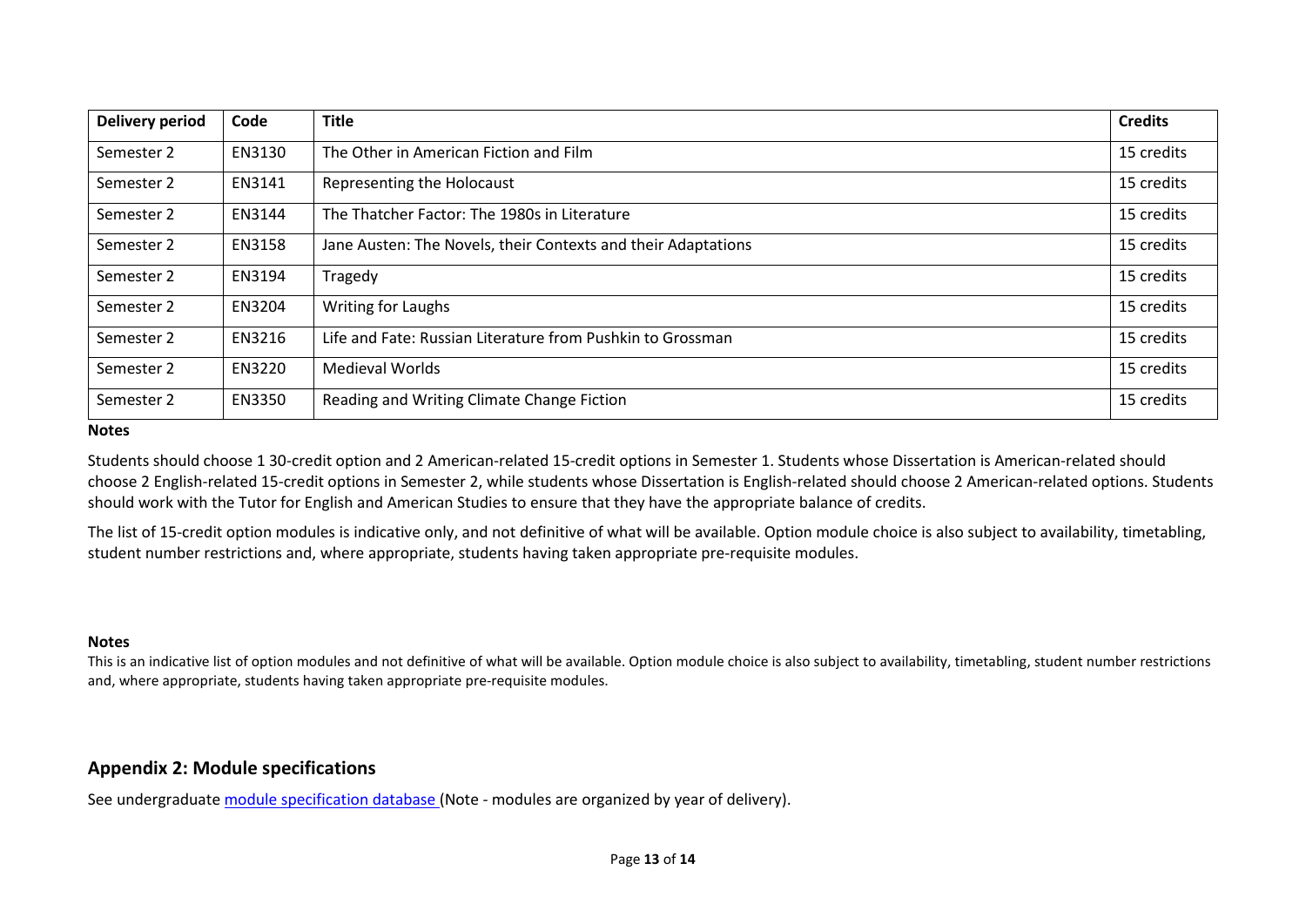| Delivery period | Code | Title | Credits |
|---|---|---|---|
| Semester 2 | EN3130 | The Other in American Fiction and Film | 15 credits |
| Semester 2 | EN3141 | Representing the Holocaust | 15 credits |
| Semester 2 | EN3144 | The Thatcher Factor: The 1980s in Literature | 15 credits |
| Semester 2 | EN3158 | Jane Austen: The Novels, their Contexts and their Adaptations | 15 credits |
| Semester 2 | EN3194 | Tragedy | 15 credits |
| Semester 2 | EN3204 | Writing for Laughs | 15 credits |
| Semester 2 | EN3216 | Life and Fate: Russian Literature from Pushkin to Grossman | 15 credits |
| Semester 2 | EN3220 | Medieval Worlds | 15 credits |
| Semester 2 | EN3350 | Reading and Writing Climate Change Fiction | 15 credits |

**Notes**

Students should choose 1 30-credit option and 2 American-related 15-credit options in Semester 1. Students whose Dissertation is American-related should choose 2 English-related 15-credit options in Semester 2, while students whose Dissertation is English-related should choose 2 American-related options. Students should work with the Tutor for English and American Studies to ensure that they have the appropriate balance of credits.

The list of 15-credit option modules is indicative only, and not definitive of what will be available. Option module choice is also subject to availability, timetabling, student number restrictions and, where appropriate, students having taken appropriate pre-requisite modules.

**Notes**

This is an indicative list of option modules and not definitive of what will be available. Option module choice is also subject to availability, timetabling, student number restrictions and, where appropriate, students having taken appropriate pre-requisite modules.

## Appendix 2: Module specifications

See undergraduate module specification database (Note - modules are organized by year of delivery).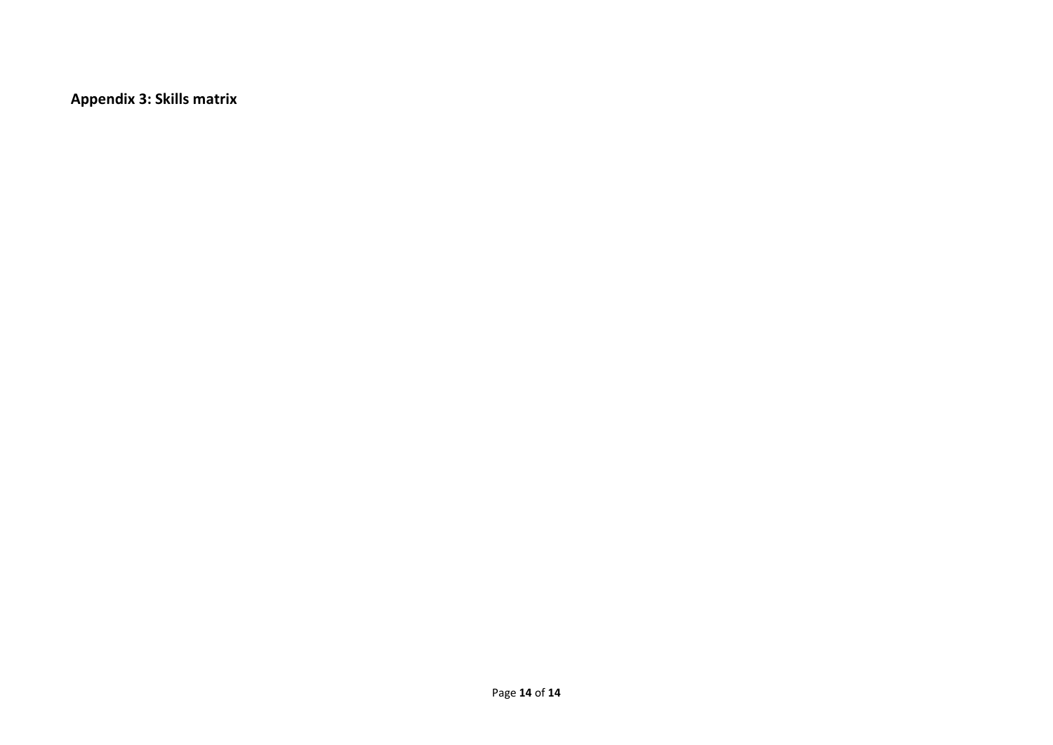**Appendix 3: Skills matrix**